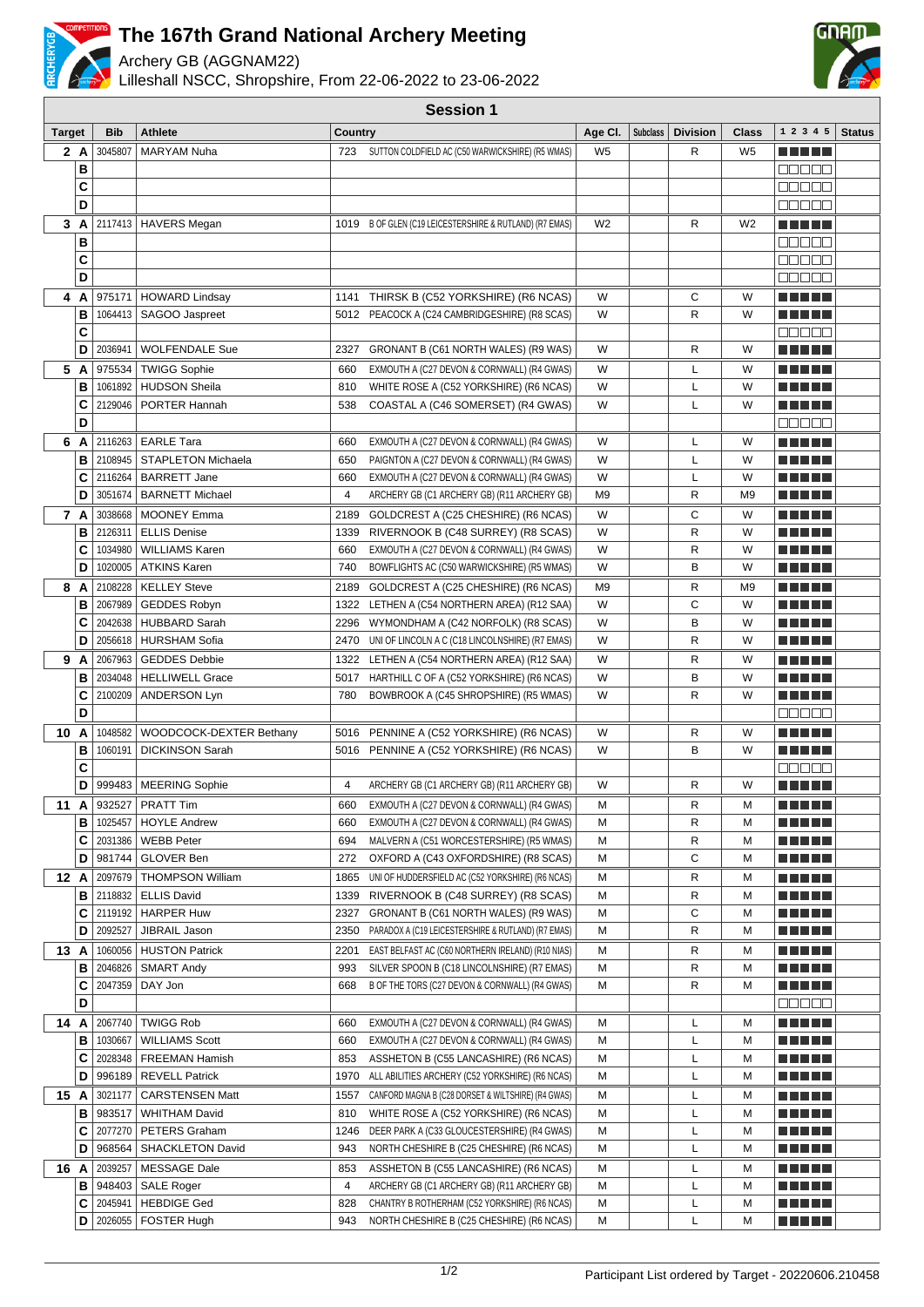# The 167th Grand National Archery Meeting

Archery GB (AGGNAM22)

Lilleshall NSCC, Shropshire, From 22-06-2022 to 23-06-2022

## Session 1

| Target | | Bib | Athlete | Country | | Age Cl. | Subclass | Division | Class | 1 2 3 4 5 | Status |
|---|---|---|---|---|---|---|---|---|---|---|---|
| 2 | A | 3045807 | MARYAM Nuha | 723 | SUTTON COLDFIELD AC (C50 WARWICKSHIRE) (R5 WMAS) | W5 | | R | W5 | | |
| | B | | | | | | | | | | |
| | C | | | | | | | | | | |
| | D | | | | | | | | | | |
| 3 | A | 2117413 | HAVERS Megan | 1019 | B OF GLEN (C19 LEICESTERSHIRE & RUTLAND) (R7 EMAS) | W2 | | R | W2 | | |
| | B | | | | | | | | | | |
| | C | | | | | | | | | | |
| | D | | | | | | | | | | |
| 4 | A | 975171 | HOWARD Lindsay | 1141 | THIRSK B (C52 YORKSHIRE) (R6 NCAS) | W | | C | W | | |
| | B | 1064413 | SAGOO Jaspreet | 5012 | PEACOCK A (C24 CAMBRIDGESHIRE) (R8 SCAS) | W | | R | W | | |
| | C | | | | | | | | | | |
| | D | 2036941 | WOLFENDALE Sue | 2327 | GRONANT B (C61 NORTH WALES) (R9 WAS) | W | | R | W | | |
| 5 | A | 975534 | TWIGG Sophie | 660 | EXMOUTH A (C27 DEVON & CORNWALL) (R4 GWAS) | W | | L | W | | |
| | B | 1061892 | HUDSON Sheila | 810 | WHITE ROSE A (C52 YORKSHIRE) (R6 NCAS) | W | | L | W | | |
| | C | 2129046 | PORTER Hannah | 538 | COASTAL A (C46 SOMERSET) (R4 GWAS) | W | | L | W | | |
| | D | | | | | | | | | | |
| 6 | A | 2116263 | EARLE Tara | 660 | EXMOUTH A (C27 DEVON & CORNWALL) (R4 GWAS) | W | | L | W | | |
| | B | 2108945 | STAPLETON Michaela | 650 | PAIGNTON A (C27 DEVON & CORNWALL) (R4 GWAS) | W | | L | W | | |
| | C | 2116264 | BARRETT Jane | 660 | EXMOUTH A (C27 DEVON & CORNWALL) (R4 GWAS) | W | | L | W | | |
| | D | 3051674 | BARNETT Michael | 4 | ARCHERY GB (C1 ARCHERY GB) (R11 ARCHERY GB) | M9 | | R | M9 | | |
| 7 | A | 3038668 | MOONEY Emma | 2189 | GOLDCREST A (C25 CHESHIRE) (R6 NCAS) | W | | C | W | | |
| | B | 2126311 | ELLIS Denise | 1339 | RIVERNOOK B (C48 SURREY) (R8 SCAS) | W | | R | W | | |
| | C | 1034980 | WILLIAMS Karen | 660 | EXMOUTH A (C27 DEVON & CORNWALL) (R4 GWAS) | W | | R | W | | |
| | D | 1020005 | ATKINS Karen | 740 | BOWFLIGHTS AC (C50 WARWICKSHIRE) (R5 WMAS) | W | | B | W | | |
| 8 | A | 2108228 | KELLEY Steve | 2189 | GOLDCREST A (C25 CHESHIRE) (R6 NCAS) | M9 | | R | M9 | | |
| | B | 2067989 | GEDDES Robyn | 1322 | LETHEN A (C54 NORTHERN AREA) (R12 SAA) | W | | C | W | | |
| | C | 2042638 | HUBBARD Sarah | 2296 | WYMONDHAM A (C42 NORFOLK) (R8 SCAS) | W | | B | W | | |
| | D | 2056618 | HURSHAM Sofia | 2470 | UNI OF LINCOLN A C (C18 LINCOLNSHIRE) (R7 EMAS) | W | | R | W | | |
| 9 | A | 2067963 | GEDDES Debbie | 1322 | LETHEN A (C54 NORTHERN AREA) (R12 SAA) | W | | R | W | | |
| | B | 2034048 | HELLIWELL Grace | 5017 | HARTHILL C OF A (C52 YORKSHIRE) (R6 NCAS) | W | | B | W | | |
| | C | 2100209 | ANDERSON Lyn | 780 | BOWBROOK A (C45 SHROPSHIRE) (R5 WMAS) | W | | R | W | | |
| | D | | | | | | | | | | |
| 10 | A | 1048582 | WOODCOCK-DEXTER Bethany | 5016 | PENNINE A (C52 YORKSHIRE) (R6 NCAS) | W | | R | W | | |
| | B | 1060191 | DICKINSON Sarah | 5016 | PENNINE A (C52 YORKSHIRE) (R6 NCAS) | W | | B | W | | |
| | C | | | | | | | | | | |
| | D | 999483 | MEERING Sophie | 4 | ARCHERY GB (C1 ARCHERY GB) (R11 ARCHERY GB) | W | | R | W | | |
| 11 | A | 932527 | PRATT Tim | 660 | EXMOUTH A (C27 DEVON & CORNWALL) (R4 GWAS) | M | | R | M | | |
| | B | 1025457 | HOYLE Andrew | 660 | EXMOUTH A (C27 DEVON & CORNWALL) (R4 GWAS) | M | | R | M | | |
| | C | 2031386 | WEBB Peter | 694 | MALVERN A (C51 WORCESTERSHIRE) (R5 WMAS) | M | | R | M | | |
| | D | 981744 | GLOVER Ben | 272 | OXFORD A (C43 OXFORDSHIRE) (R8 SCAS) | M | | C | M | | |
| 12 | A | 2097679 | THOMPSON William | 1865 | UNI OF HUDDERSFIELD AC (C52 YORKSHIRE) (R6 NCAS) | M | | R | M | | |
| | B | 2118832 | ELLIS David | 1339 | RIVERNOOK B (C48 SURREY) (R8 SCAS) | M | | R | M | | |
| | C | 2119192 | HARPER Huw | 2327 | GRONANT B (C61 NORTH WALES) (R9 WAS) | M | | C | M | | |
| | D | 2092527 | JIBRAIL Jason | 2350 | PARADOX A (C19 LEICESTERSHIRE & RUTLAND) (R7 EMAS) | M | | R | M | | |
| 13 | A | 1060056 | HUSTON Patrick | 2201 | EAST BELFAST AC (C60 NORTHERN IRELAND) (R10 NIAS) | M | | R | M | | |
| | B | 2046826 | SMART Andy | 993 | SILVER SPOON B (C18 LINCOLNSHIRE) (R7 EMAS) | M | | R | M | | |
| | C | 2047359 | DAY Jon | 668 | B OF THE TORS (C27 DEVON & CORNWALL) (R4 GWAS) | M | | R | M | | |
| | D | | | | | | | | | | |
| 14 | A | 2067740 | TWIGG Rob | 660 | EXMOUTH A (C27 DEVON & CORNWALL) (R4 GWAS) | M | | L | M | | |
| | B | 1030667 | WILLIAMS Scott | 660 | EXMOUTH A (C27 DEVON & CORNWALL) (R4 GWAS) | M | | L | M | | |
| | C | 2028348 | FREEMAN Hamish | 853 | ASSHETON B (C55 LANCASHIRE) (R6 NCAS) | M | | L | M | | |
| | D | 996189 | REVELL Patrick | 1970 | ALL ABILITIES ARCHERY (C52 YORKSHIRE) (R6 NCAS) | M | | L | M | | |
| 15 | A | 3021177 | CARSTENSEN Matt | 1557 | CANFORD MAGNA B (C28 DORSET & WILTSHIRE) (R4 GWAS) | M | | L | M | | |
| | B | 983517 | WHITHAM David | 810 | WHITE ROSE A (C52 YORKSHIRE) (R6 NCAS) | M | | L | M | | |
| | C | 2077270 | PETERS Graham | 1246 | DEER PARK A (C33 GLOUCESTERSHIRE) (R4 GWAS) | M | | L | M | | |
| | D | 968564 | SHACKLETON David | 943 | NORTH CHESHIRE B (C25 CHESHIRE) (R6 NCAS) | M | | L | M | | |
| 16 | A | 2039257 | MESSAGE Dale | 853 | ASSHETON B (C55 LANCASHIRE) (R6 NCAS) | M | | L | M | | |
| | B | 948403 | SALE Roger | 4 | ARCHERY GB (C1 ARCHERY GB) (R11 ARCHERY GB) | M | | L | M | | |
| | C | 2045941 | HEBDIGE Ged | 828 | CHANTRY B ROTHERHAM (C52 YORKSHIRE) (R6 NCAS) | M | | L | M | | |
| | D | 2026055 | FOSTER Hugh | 943 | NORTH CHESHIRE B (C25 CHESHIRE) (R6 NCAS) | M | | L | M | | |

Participant List ordered by Target - 20220606.210458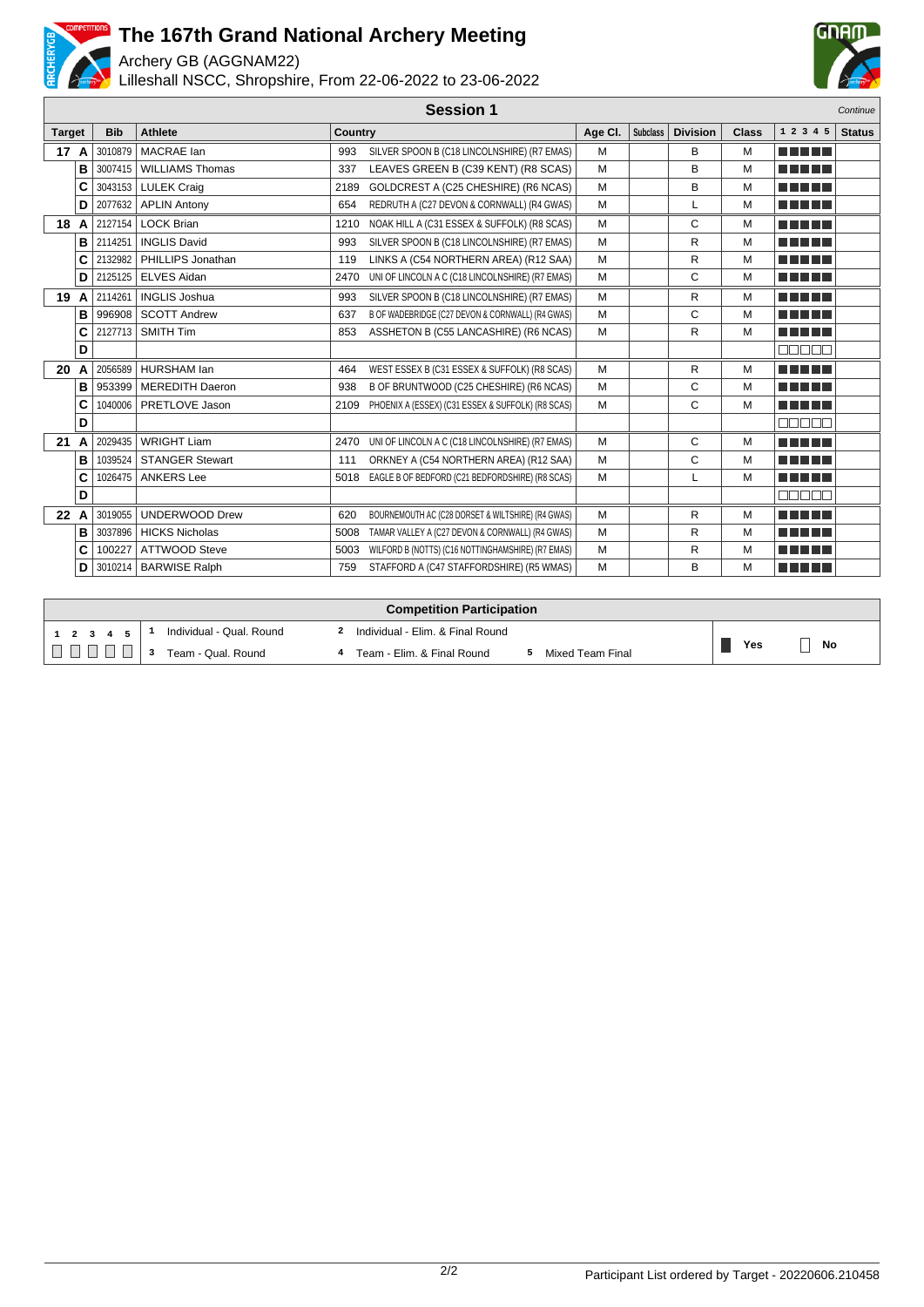# The 167th Grand National Archery Meeting

Archery GB (AGGNAM22)

Lilleshall NSCC, Shropshire, From 22-06-2022 to 23-06-2022

## Session 1

*Continue*

| Target | | Bib | Athlete | Country | | Age Cl. | Subclass | Division | Class | 1 2 3 4 5 | Status |
|---|---|---|---|---|---|---|---|---|---|---|---|
| 17 | A | 3010879 | MACRAE Ian | 993 | SILVER SPOON B (C18 LINCOLNSHIRE) (R7 EMAS) | M | | B | M | ■■■■■ | |
| | B | 3007415 | WILLIAMS Thomas | 337 | LEAVES GREEN B (C39 KENT) (R8 SCAS) | M | | B | M | ■■■■■ | |
| | C | 3043153 | LULEK Craig | 2189 | GOLDCREST A (C25 CHESHIRE) (R6 NCAS) | M | | B | M | ■■■■■ | |
| | D | 2077632 | APLIN Antony | 654 | REDRUTH A (C27 DEVON & CORNWALL) (R4 GWAS) | M | | L | M | ■■■■■ | |
| 18 | A | 2127154 | LOCK Brian | 1210 | NOAK HILL A (C31 ESSEX & SUFFOLK) (R8 SCAS) | M | | C | M | ■■■■■ | |
| | B | 2114251 | INGLIS David | 993 | SILVER SPOON B (C18 LINCOLNSHIRE) (R7 EMAS) | M | | R | M | ■■■■■ | |
| | C | 2132982 | PHILLIPS Jonathan | 119 | LINKS A (C54 NORTHERN AREA) (R12 SAA) | M | | R | M | ■■■■■ | |
| | D | 2125125 | ELVES Aidan | 2470 | UNI OF LINCOLN A C (C18 LINCOLNSHIRE) (R7 EMAS) | M | | C | M | ■■■■■ | |
| 19 | A | 2114261 | INGLIS Joshua | 993 | SILVER SPOON B (C18 LINCOLNSHIRE) (R7 EMAS) | M | | R | M | ■■■■■ | |
| | B | 996908 | SCOTT Andrew | 637 | B OF WADEBRIDGE (C27 DEVON & CORNWALL) (R4 GWAS) | M | | C | M | ■■■■■ | |
| | C | 2127713 | SMITH Tim | 853 | ASSHETON B (C55 LANCASHIRE) (R6 NCAS) | M | | R | M | ■■■■■ | |
| | D | | | | | | | | | □□□□□ | |
| 20 | A | 2056589 | HURSHAM Ian | 464 | WEST ESSEX B (C31 ESSEX & SUFFOLK) (R8 SCAS) | M | | R | M | ■■■■■ | |
| | B | 953399 | MEREDITH Daeron | 938 | B OF BRUNTWOOD (C25 CHESHIRE) (R6 NCAS) | M | | C | M | ■■■■■ | |
| | C | 1040006 | PRETLOVE Jason | 2109 | PHOENIX A (ESSEX) (C31 ESSEX & SUFFOLK) (R8 SCAS) | M | | C | M | ■■■■■ | |
| | D | | | | | | | | | □□□□□ | |
| 21 | A | 2029435 | WRIGHT Liam | 2470 | UNI OF LINCOLN A C (C18 LINCOLNSHIRE) (R7 EMAS) | M | | C | M | ■■■■■ | |
| | B | 1039524 | STANGER Stewart | 111 | ORKNEY A (C54 NORTHERN AREA) (R12 SAA) | M | | C | M | ■■■■■ | |
| | C | 1026475 | ANKERS Lee | 5018 | EAGLE B OF BEDFORD (C21 BEDFORDSHIRE) (R8 SCAS) | M | | L | M | ■■■■■ | |
| | D | | | | | | | | | □□□□□ | |
| 22 | A | 3019055 | UNDERWOOD Drew | 620 | BOURNEMOUTH AC (C28 DORSET & WILTSHIRE) (R4 GWAS) | M | | R | M | ■■■■■ | |
| | B | 3037896 | HICKS Nicholas | 5008 | TAMAR VALLEY A (C27 DEVON & CORNWALL) (R4 GWAS) | M | | R | M | ■■■■■ | |
| | C | 100227 | ATTWOOD Steve | 5003 | WILFORD B (NOTTS) (C16 NOTTINGHAMSHIRE) (R7 EMAS) | M | | R | M | ■■■■■ | |
| | D | 3010214 | BARWISE Ralph | 759 | STAFFORD A (C47 STAFFORDSHIRE) (R5 WMAS) | M | | B | M | ■■■■■ | |

### Competition Participation

| 1 2 3 4 5 | | | |
|---|---|---|---|
| □□□□□ | 1 Individual - Qual. Round | 2 Individual - Elim. & Final Round | ■ Yes |
| | 3 Team - Qual. Round | 4 Team - Elim. & Final Round &nbsp; 5 Mixed Team Final | □ No |

Participant List ordered by Target - 20220606.210458